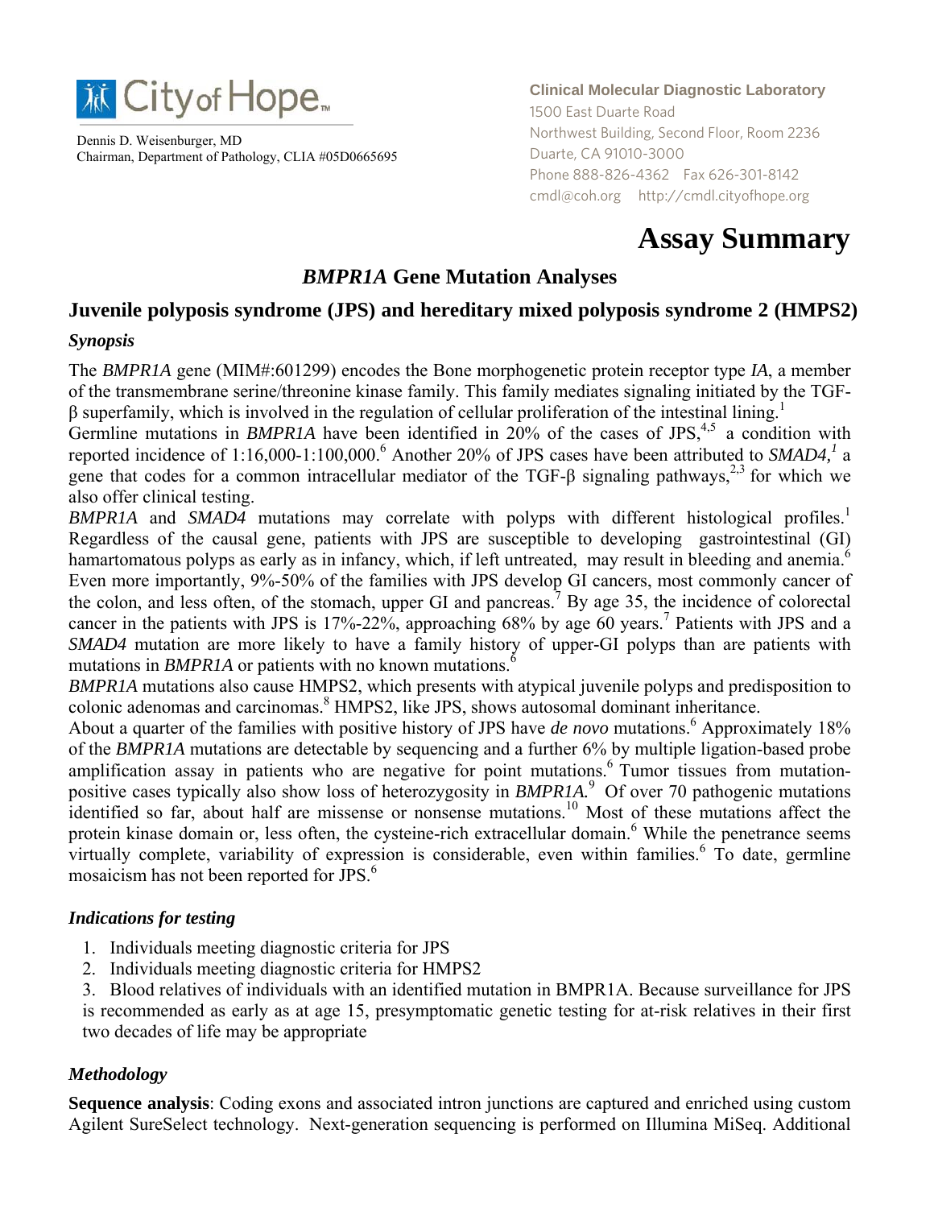City of Hope

Dennis D. Weisenburger, MD
Chairman, Department of Pathology, CLIA #05D0665695

**Clinical Molecular Diagnostic Laboratory**
1500 East Duarte Road
Northwest Building, Second Floor, Room 2236
Duarte, CA 91010-3000
Phone 888-826-4362 Fax 626-301-8142
cmdl@coh.org http://cmdl.cityofhope.org

# Assay Summary

## *BMPR1A* Gene Mutation Analyses

## Juvenile polyposis syndrome (JPS) and hereditary mixed polyposis syndrome 2 (HMPS2)

### *Synopsis*

The *BMPR1A* gene (MIM#:601299) encodes the Bone morphogenetic protein receptor type *IA*, a member of the transmembrane serine/threonine kinase family. This family mediates signaling initiated by the TGF-β superfamily, which is involved in the regulation of cellular proliferation of the intestinal lining.[1]
Germline mutations in *BMPR1A* have been identified in 20% of the cases of JPS,[4,5] a condition with reported incidence of 1:16,000-1:100,000.[6] Another 20% of JPS cases have been attributed to *SMAD4,*[1] a gene that codes for a common intracellular mediator of the TGF-β signaling pathways,[2,3] for which we also offer clinical testing.
*BMPR1A* and *SMAD4* mutations may correlate with polyps with different histological profiles.[1] Regardless of the causal gene, patients with JPS are susceptible to developing gastrointestinal (GI) hamartomatous polyps as early as in infancy, which, if left untreated, may result in bleeding and anemia.[6] Even more importantly, 9%-50% of the families with JPS develop GI cancers, most commonly cancer of the colon, and less often, of the stomach, upper GI and pancreas.[7] By age 35, the incidence of colorectal cancer in the patients with JPS is 17%-22%, approaching 68% by age 60 years.[7] Patients with JPS and a *SMAD4* mutation are more likely to have a family history of upper-GI polyps than are patients with mutations in *BMPR1A* or patients with no known mutations.[6]
*BMPR1A* mutations also cause HMPS2, which presents with atypical juvenile polyps and predisposition to colonic adenomas and carcinomas.[8] HMPS2, like JPS, shows autosomal dominant inheritance.
About a quarter of the families with positive history of JPS have *de novo* mutations.[6] Approximately 18% of the *BMPR1A* mutations are detectable by sequencing and a further 6% by multiple ligation-based probe amplification assay in patients who are negative for point mutations.[6] Tumor tissues from mutation-positive cases typically also show loss of heterozygosity in *BMPR1A.*[9] Of over 70 pathogenic mutations identified so far, about half are missense or nonsense mutations.[10] Most of these mutations affect the protein kinase domain or, less often, the cysteine-rich extracellular domain.[6] While the penetrance seems virtually complete, variability of expression is considerable, even within families.[6] To date, germline mosaicism has not been reported for JPS.[6]

### *Indications for testing*

1. Individuals meeting diagnostic criteria for JPS
2. Individuals meeting diagnostic criteria for HMPS2
3. Blood relatives of individuals with an identified mutation in BMPR1A. Because surveillance for JPS is recommended as early as at age 15, presymptomatic genetic testing for at-risk relatives in their first two decades of life may be appropriate

### *Methodology*

**Sequence analysis**: Coding exons and associated intron junctions are captured and enriched using custom Agilent SureSelect technology. Next-generation sequencing is performed on Illumina MiSeq. Additional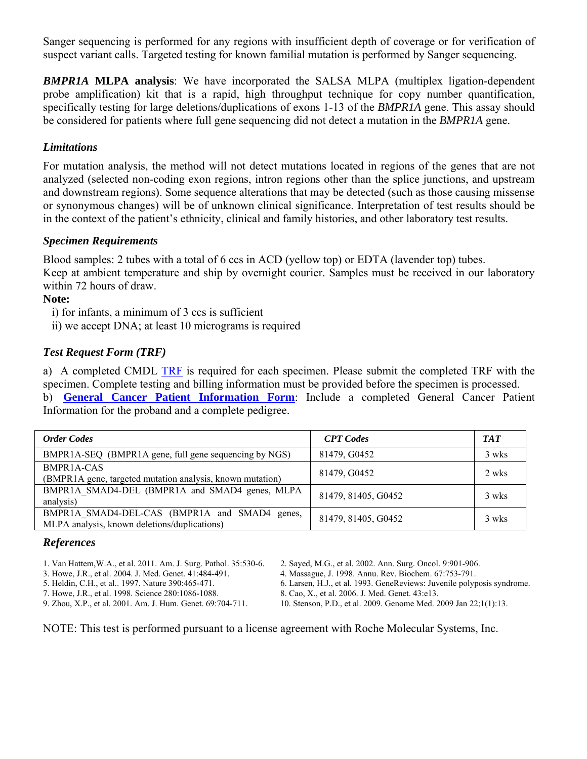Sanger sequencing is performed for any regions with insufficient depth of coverage or for verification of suspect variant calls. Targeted testing for known familial mutation is performed by Sanger sequencing.

***BMPR1A* MLPA analysis**: We have incorporated the SALSA MLPA (multiplex ligation-dependent probe amplification) kit that is a rapid, high throughput technique for copy number quantification, specifically testing for large deletions/duplications of exons 1-13 of the *BMPR1A* gene. This assay should be considered for patients where full gene sequencing did not detect a mutation in the *BMPR1A* gene.

### *Limitations*

For mutation analysis, the method will not detect mutations located in regions of the genes that are not analyzed (selected non-coding exon regions, intron regions other than the splice junctions, and upstream and downstream regions). Some sequence alterations that may be detected (such as those causing missense or synonymous changes) will be of unknown clinical significance. Interpretation of test results should be in the context of the patient's ethnicity, clinical and family histories, and other laboratory test results.

### *Specimen Requirements*

Blood samples: 2 tubes with a total of 6 ccs in ACD (yellow top) or EDTA (lavender top) tubes.
Keep at ambient temperature and ship by overnight courier. Samples must be received in our laboratory within 72 hours of draw.

**Note:**

i) for infants, a minimum of 3 ccs is sufficient
ii) we accept DNA; at least 10 micrograms is required

### *Test Request Form (TRF)*

a) A completed CMDL TRF is required for each specimen. Please submit the completed TRF with the specimen. Complete testing and billing information must be provided before the specimen is processed.
b) **General Cancer Patient Information Form**: Include a completed General Cancer Patient Information for the proband and a complete pedigree.

| *Order Codes* | *CPT Codes* | *TAT* |
|---|---|---|
| BMPR1A-SEQ (BMPR1A gene, full gene sequencing by NGS) | 81479, G0452 | 3 wks |
| BMPR1A-CAS (BMPR1A gene, targeted mutation analysis, known mutation) | 81479, G0452 | 2 wks |
| BMPR1A_SMAD4-DEL (BMPR1A and SMAD4 genes, MLPA analysis) | 81479, 81405, G0452 | 3 wks |
| BMPR1A_SMAD4-DEL-CAS (BMPR1A and SMAD4 genes, MLPA analysis, known deletions/duplications) | 81479, 81405, G0452 | 3 wks |

### *References*

1. Van Hattem,W.A., et al. 2011. Am. J. Surg. Pathol. 35:530-6.
2. Sayed, M.G., et al. 2002. Ann. Surg. Oncol. 9:901-906.
3. Howe, J.R., et al. 2004. J. Med. Genet. 41:484-491.
4. Massague, J. 1998. Annu. Rev. Biochem. 67:753-791.
5. Heldin, C.H., et al.. 1997. Nature 390:465-471.
6. Larsen, H.J., et al. 1993. GeneReviews: Juvenile polyposis syndrome.
7. Howe, J.R., et al. 1998. Science 280:1086-1088.
8. Cao, X., et al. 2006. J. Med. Genet. 43:e13.
9. Zhou, X.P., et al. 2001. Am. J. Hum. Genet. 69:704-711.
10. Stenson, P.D., et al. 2009. Genome Med. 2009 Jan 22;1(1):13.

NOTE: This test is performed pursuant to a license agreement with Roche Molecular Systems, Inc.